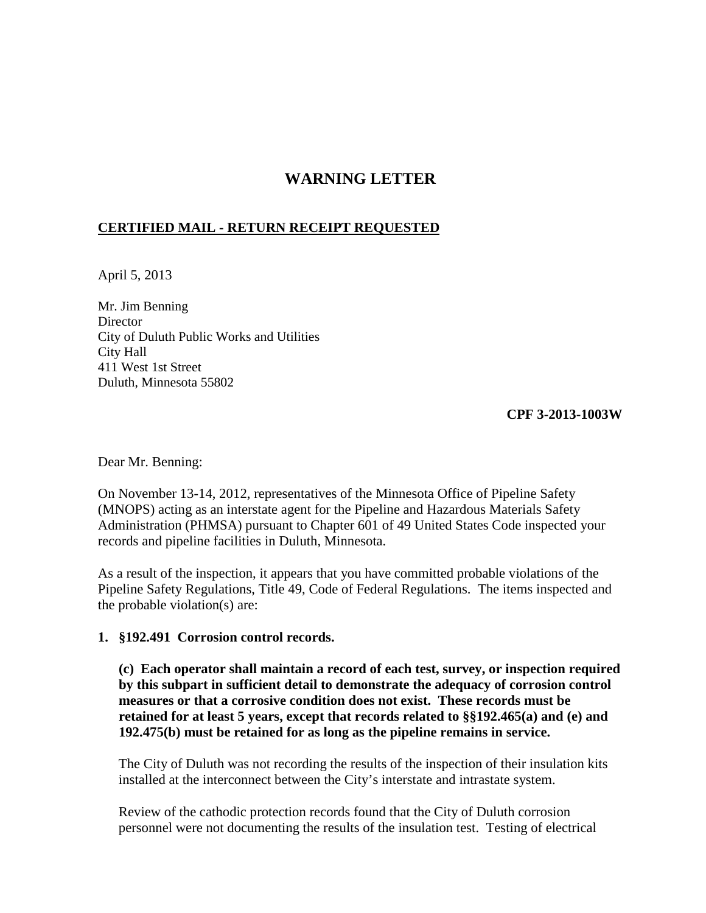# WARNING LETTER

**CERTIFIED MAIL - RETURN RECEIPT REQUESTED**

April 5, 2013

Mr. Jim Benning
Director
City of Duluth Public Works and Utilities
City Hall
411 West 1st Street
Duluth, Minnesota 55802

**CPF 3-2013-1003W**

Dear Mr. Benning:

On November 13-14, 2012, representatives of the Minnesota Office of Pipeline Safety (MNOPS) acting as an interstate agent for the Pipeline and Hazardous Materials Safety Administration (PHMSA) pursuant to Chapter 601 of 49 United States Code inspected your records and pipeline facilities in Duluth, Minnesota.

As a result of the inspection, it appears that you have committed probable violations of the Pipeline Safety Regulations, Title 49, Code of Federal Regulations. The items inspected and the probable violation(s) are:

**1. §192.491 Corrosion control records.**

**(c) Each operator shall maintain a record of each test, survey, or inspection required by this subpart in sufficient detail to demonstrate the adequacy of corrosion control measures or that a corrosive condition does not exist. These records must be retained for at least 5 years, except that records related to §§192.465(a) and (e) and 192.475(b) must be retained for as long as the pipeline remains in service.**

The City of Duluth was not recording the results of the inspection of their insulation kits installed at the interconnect between the City's interstate and intrastate system.

Review of the cathodic protection records found that the City of Duluth corrosion personnel were not documenting the results of the insulation test. Testing of electrical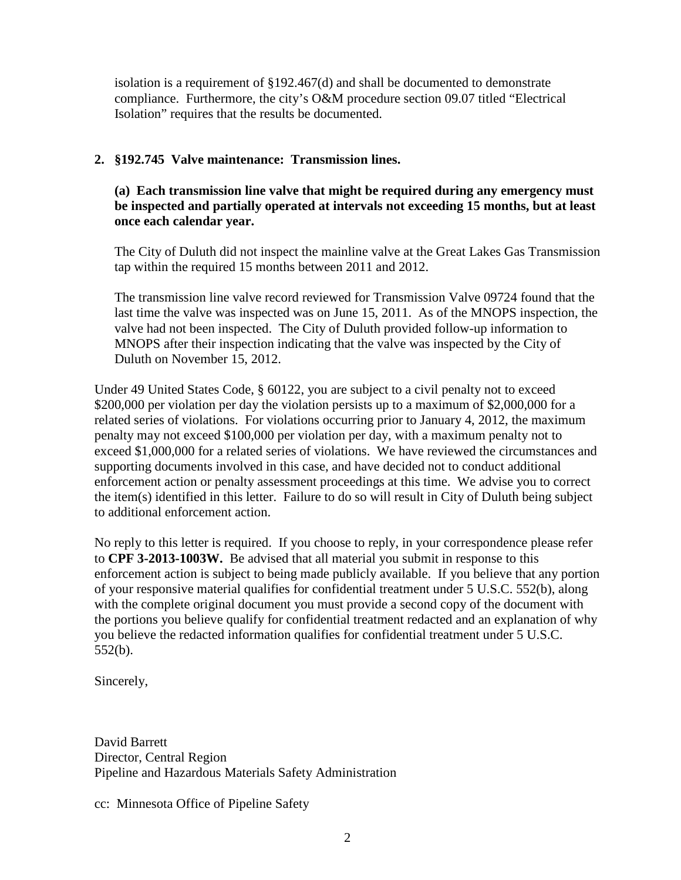isolation is a requirement of §192.467(d) and shall be documented to demonstrate compliance. Furthermore, the city's O&M procedure section 09.07 titled "Electrical Isolation" requires that the results be documented.

**2. §192.745 Valve maintenance: Transmission lines.**

**(a) Each transmission line valve that might be required during any emergency must be inspected and partially operated at intervals not exceeding 15 months, but at least once each calendar year.**

The City of Duluth did not inspect the mainline valve at the Great Lakes Gas Transmission tap within the required 15 months between 2011 and 2012.

The transmission line valve record reviewed for Transmission Valve 09724 found that the last time the valve was inspected was on June 15, 2011. As of the MNOPS inspection, the valve had not been inspected. The City of Duluth provided follow-up information to MNOPS after their inspection indicating that the valve was inspected by the City of Duluth on November 15, 2012.

Under 49 United States Code, § 60122, you are subject to a civil penalty not to exceed $200,000 per violation per day the violation persists up to a maximum of $2,000,000 for a related series of violations. For violations occurring prior to January 4, 2012, the maximum penalty may not exceed $100,000 per violation per day, with a maximum penalty not to exceed $1,000,000 for a related series of violations. We have reviewed the circumstances and supporting documents involved in this case, and have decided not to conduct additional enforcement action or penalty assessment proceedings at this time. We advise you to correct the item(s) identified in this letter. Failure to do so will result in City of Duluth being subject to additional enforcement action.

No reply to this letter is required. If you choose to reply, in your correspondence please refer to **CPF 3-2013-1003W.** Be advised that all material you submit in response to this enforcement action is subject to being made publicly available. If you believe that any portion of your responsive material qualifies for confidential treatment under 5 U.S.C. 552(b), along with the complete original document you must provide a second copy of the document with the portions you believe qualify for confidential treatment redacted and an explanation of why you believe the redacted information qualifies for confidential treatment under 5 U.S.C. 552(b).

Sincerely,

David Barrett
Director, Central Region
Pipeline and Hazardous Materials Safety Administration

cc: Minnesota Office of Pipeline Safety